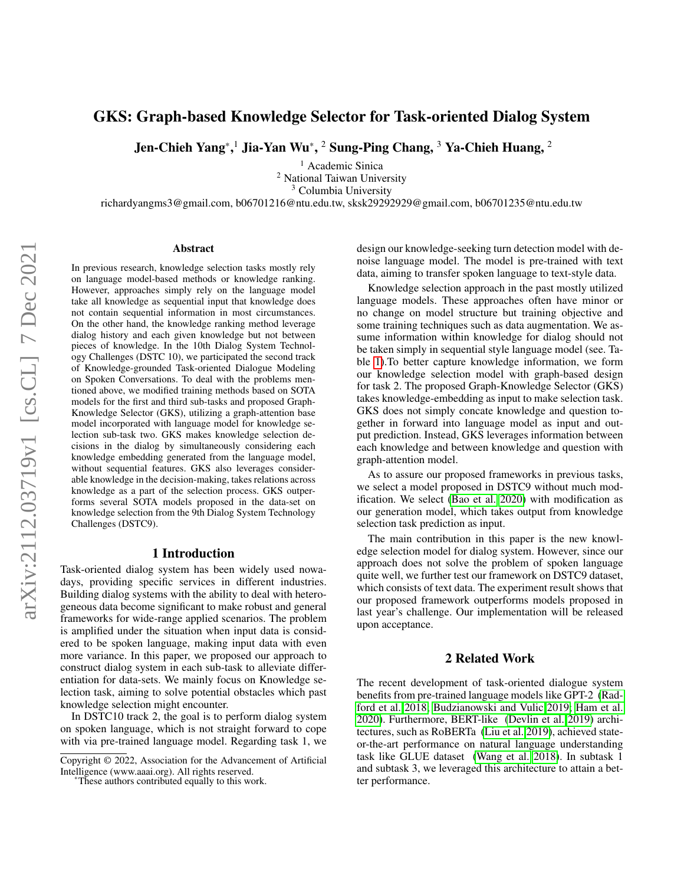# GKS: Graph-based Knowledge Selector for Task-oriented Dialog System

**Jen-Chieh Yang*,[1] Jia-Yan Wu*,[2] Sung-Ping Chang,[3] Ya-Chieh Huang,[2]**

[1] Academic Sinica
[2] National Taiwan University
[3] Columbia University

richardyangms3@gmail.com, b06701216@ntu.edu.tw, sksk29292929@gmail.com, b06701235@ntu.edu.tw

### Abstract

In previous research, knowledge selection tasks mostly rely on language model-based methods or knowledge ranking. However, approaches simply rely on the language model take all knowledge as sequential input that knowledge does not contain sequential information in most circumstances. On the other hand, the knowledge ranking method leverage dialog history and each given knowledge but not between pieces of knowledge. In the 10th Dialog System Technology Challenges (DSTC 10), we participated the second track of Knowledge-grounded Task-oriented Dialogue Modeling on Spoken Conversations. To deal with the problems mentioned above, we modified training methods based on SOTA models for the first and third sub-tasks and proposed Graph-Knowledge Selector (GKS), utilizing a graph-attention base model incorporated with language model for knowledge selection sub-task two. GKS makes knowledge selection decisions in the dialog by simultaneously considering each knowledge embedding generated from the language model, without sequential features. GKS also leverages considerable knowledge in the decision-making, takes relations across knowledge as a part of the selection process. GKS outperforms several SOTA models proposed in the data-set on knowledge selection from the 9th Dialog System Technology Challenges (DSTC9).

## 1 Introduction

Task-oriented dialog system has been widely used nowadays, providing specific services in different industries. Building dialog systems with the ability to deal with heterogeneous data become significant to make robust and general frameworks for wide-range applied scenarios. The problem is amplified under the situation when input data is considered to be spoken language, making input data with even more variance. In this paper, we proposed our approach to construct dialog system in each sub-task to alleviate differentiation for data-sets. We mainly focus on Knowledge selection task, aiming to solve potential obstacles which past knowledge selection might encounter.

In DSTC10 track 2, the goal is to perform dialog system on spoken language, which is not straight forward to cope with via pre-trained language model. Regarding task 1, we design our knowledge-seeking turn detection model with denoise language model. The model is pre-trained with text data, aiming to transfer spoken language to text-style data.

Knowledge selection approach in the past mostly utilized language models. These approaches often have minor or no change on model structure but training objective and some training techniques such as data augmentation. We assume information within knowledge for dialog should not be taken simply in sequential style language model (see. Table 1).To better capture knowledge information, we form our knowledge selection model with graph-based design for task 2. The proposed Graph-Knowledge Selector (GKS) takes knowledge-embedding as input to make selection task. GKS does not simply concate knowledge and question together in forward into language model as input and output prediction. Instead, GKS leverages information between each knowledge and between knowledge and question with graph-attention model.

As to assure our proposed frameworks in previous tasks, we select a model proposed in DSTC9 without much modification. We select (Bao et al. 2020) with modification as our generation model, which takes output from knowledge selection task prediction as input.

The main contribution in this paper is the new knowledge selection model for dialog system. However, since our approach does not solve the problem of spoken language quite well, we further test our framework on DSTC9 dataset, which consists of text data. The experiment result shows that our proposed framework outperforms models proposed in last year's challenge. Our implementation will be released upon acceptance.

## 2 Related Work

The recent development of task-oriented dialogue system benefits from pre-trained language models like GPT-2 (Radford et al. 2018; Budzianowski and Vulic 2019; Ham et al. 2020). Furthermore, BERT-like (Devlin et al. 2019) architectures, such as RoBERTa (Liu et al. 2019), achieved state-or-the-art performance on natural language understanding task like GLUE dataset (Wang et al. 2018). In subtask 1 and subtask 3, we leveraged this architecture to attain a better performance.

Copyright © 2022, Association for the Advancement of Artificial Intelligence (www.aaai.org). All rights reserved.

*These authors contributed equally to this work.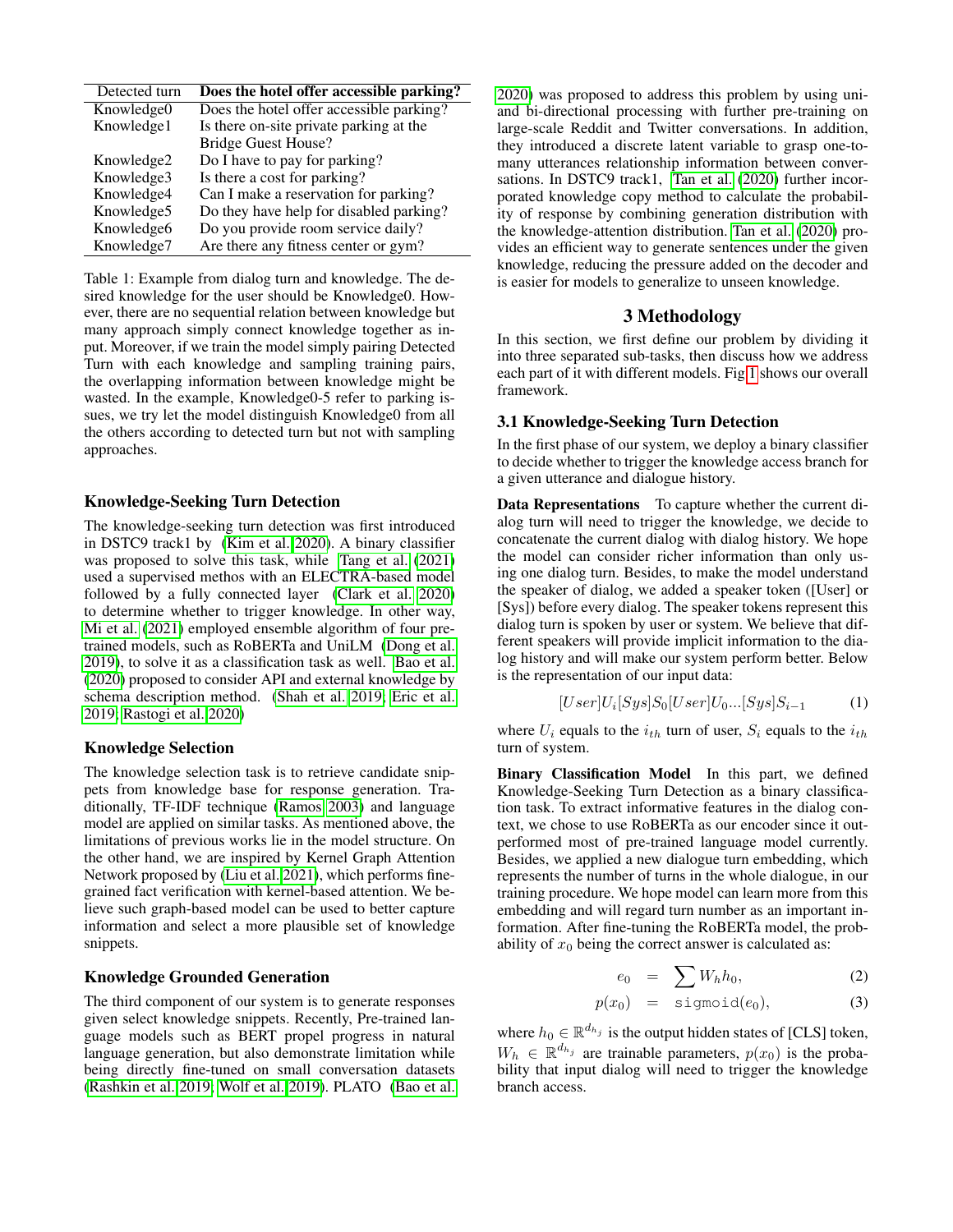| Detected turn | **Does the hotel offer accessible parking?** |
| --- | --- |
| Knowledge0 | Does the hotel offer accessible parking? |
| Knowledge1 | Is there on-site private parking at the Bridge Guest House? |
| Knowledge2 | Do I have to pay for parking? |
| Knowledge3 | Is there a cost for parking? |
| Knowledge4 | Can I make a reservation for parking? |
| Knowledge5 | Do they have help for disabled parking? |
| Knowledge6 | Do you provide room service daily? |
| Knowledge7 | Are there any fitness center or gym? |

Table 1: Example from dialog turn and knowledge. The desired knowledge for the user should be Knowledge0. However, there are no sequential relation between knowledge but many approach simply connect knowledge together as input. Moreover, if we train the model simply pairing Detected Turn with each knowledge and sampling training pairs, the overlapping information between knowledge might be wasted. In the example, Knowledge0-5 refer to parking issues, we try let the model distinguish Knowledge0 from all the others according to detected turn but not with sampling approaches.

### Knowledge-Seeking Turn Detection

The knowledge-seeking turn detection was first introduced in DSTC9 track1 by (Kim et al. 2020). A binary classifier was proposed to solve this task, while Tang et al. (2021) used a supervised methos with an ELECTRA-based model followed by a fully connected layer (Clark et al. 2020) to determine whether to trigger knowledge. In other way, Mi et al. (2021) employed ensemble algorithm of four pre-trained models, such as RoBERTa and UniLM (Dong et al. 2019), to solve it as a classification task as well. Bao et al. (2020) proposed to consider API and external knowledge by schema description method. (Shah et al. 2019; Eric et al. 2019; Rastogi et al. 2020)

### Knowledge Selection

The knowledge selection task is to retrieve candidate snippets from knowledge base for response generation. Traditionally, TF-IDF technique (Ramos 2003) and language model are applied on similar tasks. As mentioned above, the limitations of previous works lie in the model structure. On the other hand, we are inspired by Kernel Graph Attention Network proposed by (Liu et al. 2021), which performs fine-grained fact verification with kernel-based attention. We believe such graph-based model can be used to better capture information and select a more plausible set of knowledge snippets.

### Knowledge Grounded Generation

The third component of our system is to generate responses given select knowledge snippets. Recently, Pre-trained language models such as BERT propel progress in natural language generation, but also demonstrate limitation while being directly fine-tuned on small conversation datasets (Rashkin et al. 2019; Wolf et al. 2019). PLATO (Bao et al. 2020) was proposed to address this problem by using uni- and bi-directional processing with further pre-training on large-scale Reddit and Twitter conversations. In addition, they introduced a discrete latent variable to grasp one-to-many utterances relationship information between conversations. In DSTC9 track1, Tan et al. (2020) further incorporated knowledge copy method to calculate the probability of response by combining generation distribution with the knowledge-attention distribution. Tan et al. (2020) provides an efficient way to generate sentences under the given knowledge, reducing the pressure added on the decoder and is easier for models to generalize to unseen knowledge.

## 3 Methodology

In this section, we first define our problem by dividing it into three separated sub-tasks, then discuss how we address each part of it with different models. Fig 1 shows our overall framework.

### 3.1 Knowledge-Seeking Turn Detection

In the first phase of our system, we deploy a binary classifier to decide whether to trigger the knowledge access branch for a given utterance and dialogue history.

**Data Representations** To capture whether the current dialog turn will need to trigger the knowledge, we decide to concatenate the current dialog with dialog history. We hope the model can consider richer information than only using one dialog turn. Besides, to make the model understand the speaker of dialog, we added a speaker token ([User] or [Sys]) before every dialog. The speaker tokens represent this dialog turn is spoken by user or system. We believe that different speakers will provide implicit information to the dialog history and will make our system perform better. Below is the representation of our input data:

$$[User]U_i[Sys]S_0[User]U_0...[Sys]S_{i-1} \tag{1}$$

where $U_i$ equals to the $i_{th}$ turn of user, $S_i$ equals to the $i_{th}$ turn of system.

**Binary Classification Model** In this part, we defined Knowledge-Seeking Turn Detection as a binary classification task. To extract informative features in the dialog context, we chose to use RoBERTa as our encoder since it outperformed most of pre-trained language model currently. Besides, we applied a new dialogue turn embedding, which represents the number of turns in the whole dialogue, in our training procedure. We hope model can learn more from this embedding and will regard turn number as an important information. After fine-tuning the RoBERTa model, the probability of $x_0$ being the correct answer is calculated as:

$$e_0 = \sum W_h h_0, \tag{2}$$

$$p(x_0) = \texttt{sigmoid}(e_0), \tag{3}$$

where $h_0 \in \mathbb{R}^{d_{h_j}}$ is the output hidden states of [CLS] token, $W_h \in \mathbb{R}^{d_{h_j}}$ are trainable parameters, $p(x_0)$ is the probability that input dialog will need to trigger the knowledge branch access.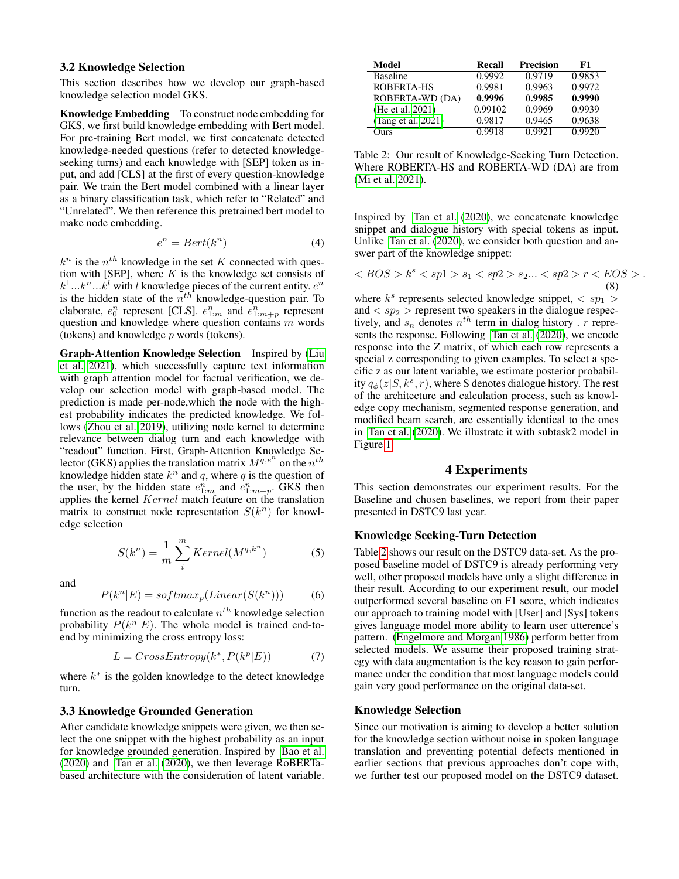### 3.2 Knowledge Selection

This section describes how we develop our graph-based knowledge selection model GKS.

**Knowledge Embedding** To construct node embedding for GKS, we first build knowledge embedding with Bert model. For pre-training Bert model, we first concatenate detected knowledge-needed questions (refer to detected knowledge-seeking turns) and each knowledge with [SEP] token as input, and add [CLS] at the first of every question-knowledge pair. We train the Bert model combined with a linear layer as a binary classification task, which refer to "Related" and "Unrelated". We then reference this pretrained bert model to make node embedding.

$$e^n = Bert(k^n) \tag{4}$$

$k^n$ is the $n^{th}$ knowledge in the set $K$ connected with question with [SEP], where $K$ is the knowledge set consists of $k^1...k^n...k^l$ with $l$ knowledge pieces of the current entity. $e^n$ is the hidden state of the $n^{th}$ knowledge-question pair. To elaborate, $e_0^n$ represent [CLS]. $e_{1:m}^n$ and $e_{1:m+p}^n$ represent question and knowledge where question contains $m$ words (tokens) and knowledge $p$ words (tokens).

**Graph-Attention Knowledge Selection** Inspired by (Liu et al. 2021), which successfully capture text information with graph attention model for factual verification, we develop our selection model with graph-based model. The prediction is made per-node,which the node with the highest probability indicates the predicted knowledge. We follows (Zhou et al. 2019), utilizing node kernel to determine relevance between dialog turn and each knowledge with "readout" function. First, Graph-Attention Knowledge Selector (GKS) applies the translation matrix $M^{q,e^n}$ on the $n^{th}$ knowledge hidden state $k^n$ and $q$, where $q$ is the question of the user, by the hidden state $e_{1:m}^n$ and $e_{1:m+p}^n$. GKS then applies the kernel $Kernel$ match feature on the translation matrix to construct node representation $S(k^n)$ for knowledge selection

$$S(k^n) = \frac{1}{m}\sum_{i}^{m} Kernel(M^{q,k^n}) \tag{5}$$

and

$$P(k^n|E) = softmax_p(Linear(S(k^n))) \tag{6}$$

function as the readout to calculate $n^{th}$ knowledge selection probability $P(k^n|E)$. The whole model is trained end-to-end by minimizing the cross entropy loss:

$$L = CrossEntropy(k^*, P(k^p|E)) \tag{7}$$

where $k^*$ is the golden knowledge to the detect knowledge turn.

### 3.3 Knowledge Grounded Generation

After candidate knowledge snippets were given, we then select the one snippet with the highest probability as an input for knowledge grounded generation. Inspired by Bao et al. (2020) and Tan et al. (2020), we then leverage RoBERTa-based architecture with the consideration of latent variable. Inspired by Tan et al. (2020), we concatenate knowledge snippet and dialogue history with special tokens as input. Unlike Tan et al. (2020), we consider both question and answer part of the knowledge snippet:

$$< BOS > k^s < sp1 > s_1 < sp2 > s_2 ... < sp2 > r < EOS > . \tag{8}$$

where $k^s$ represents selected knowledge snippet, $< sp_1 >$ and $< sp_2 >$ represent two speakers in the dialogue respectively, and $s_n$ denotes $n^{th}$ term in dialog history . $r$ represents the response. Following Tan et al. (2020), we encode response into the Z matrix, of which each row represents a special z corresponding to given examples. To select a specific z as our latent variable, we estimate posterior probability $q_\phi(z|S, k^s, r)$, where S denotes dialogue history. The rest of the architecture and calculation process, such as knowledge copy mechanism, segmented response generation, and modified beam search, are essentially identical to the ones in Tan et al. (2020). We illustrate it with subtask2 model in Figure 1.

| Model | Recall | Precision | F1 |
|---|---|---|---|
| Baseline | 0.9992 | 0.9719 | 0.9853 |
| ROBERTA-HS | 0.9981 | 0.9963 | 0.9972 |
| ROBERTA-WD (DA) | **0.9996** | **0.9985** | **0.9990** |
| (He et al. 2021) | 0.99102 | 0.9969 | 0.9939 |
| (Tang et al. 2021) | 0.9817 | 0.9465 | 0.9638 |
| Ours | 0.9918 | 0.9921 | 0.9920 |

Table 2: Our result of Knowledge-Seeking Turn Detection. Where ROBERTA-HS and ROBERTA-WD (DA) are from (Mi et al. 2021).

## 4 Experiments

This section demonstrates our experiment results. For the Baseline and chosen baselines, we report from their paper presented in DSTC9 last year.

### Knowledge Seeking-Turn Detection

Table 2 shows our result on the DSTC9 data-set. As the proposed baseline model of DSTC9 is already performing very well, other proposed models have only a slight difference in their result. According to our experiment result, our model outperformed several baseline on F1 score, which indicates our approach to training model with [User] and [Sys] tokens gives language model more ability to learn user utterence's pattern. (Engelmore and Morgan 1986) perform better from selected models. We assume their proposed training strategy with data augmentation is the key reason to gain performance under the condition that most language models could gain very good performance on the original data-set.

### Knowledge Selection

Since our motivation is aiming to develop a better solution for the knowledge section without noise in spoken language translation and preventing potential defects mentioned in earlier sections that previous approaches don't cope with, we further test our proposed model on the DSTC9 dataset.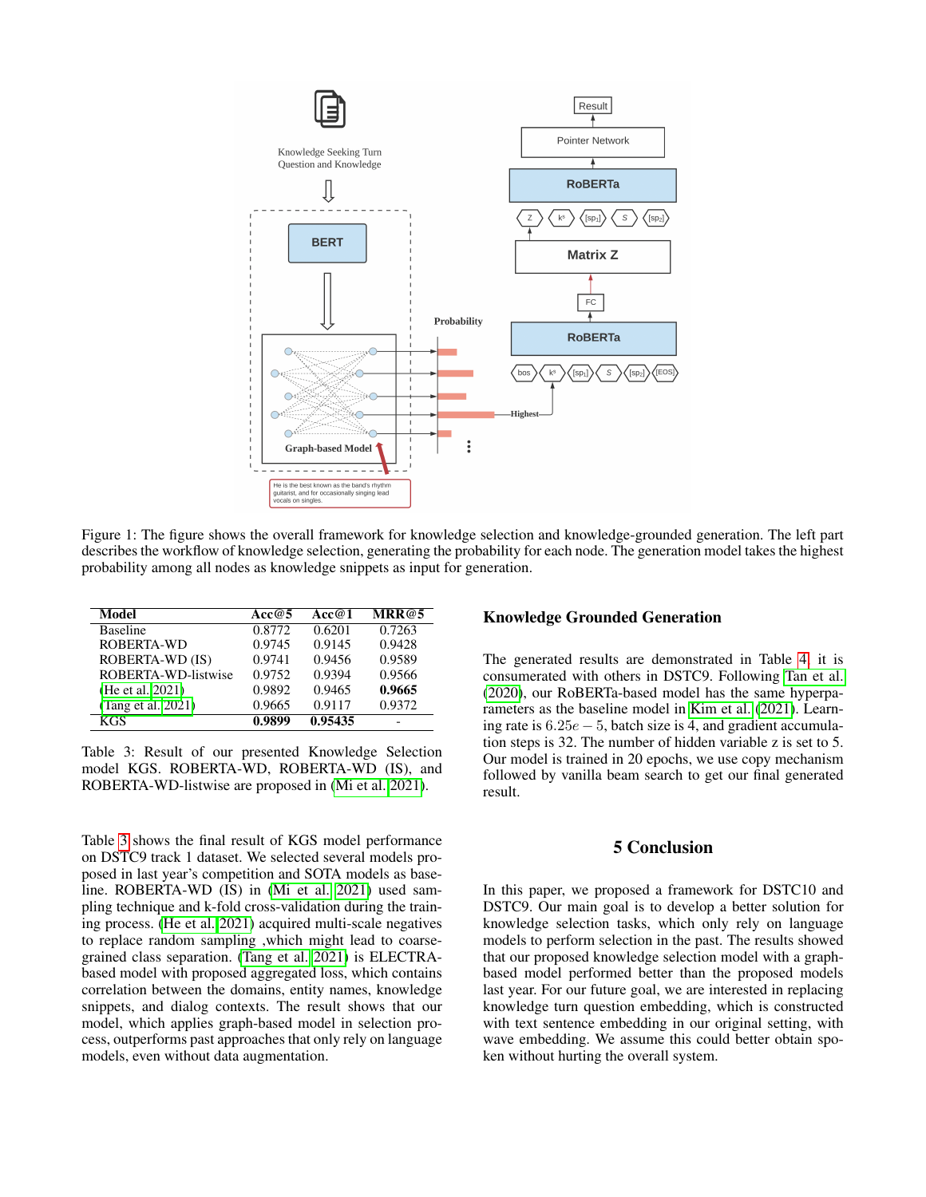Figure 1: The figure shows the overall framework for knowledge selection and knowledge-grounded generation. The left part describes the workflow of knowledge selection, generating the probability for each node. The generation model takes the highest probability among all nodes as knowledge snippets as input for generation.

| Model | Acc@5 | Acc@1 | MRR@5 |
|---|---|---|---|
| Baseline | 0.8772 | 0.6201 | 0.7263 |
| ROBERTA-WD | 0.9745 | 0.9145 | 0.9428 |
| ROBERTA-WD (IS) | 0.9741 | 0.9456 | 0.9589 |
| ROBERTA-WD-listwise | 0.9752 | 0.9394 | 0.9566 |
| (He et al. 2021) | 0.9892 | 0.9465 | **0.9665** |
| (Tang et al. 2021) | 0.9665 | 0.9117 | 0.9372 |
| KGS | **0.9899** | **0.95435** | - |

Table 3: Result of our presented Knowledge Selection model KGS. ROBERTA-WD, ROBERTA-WD (IS), and ROBERTA-WD-listwise are proposed in (Mi et al. 2021).

Table 3 shows the final result of KGS model performance on DSTC9 track 1 dataset. We selected several models proposed in last year's competition and SOTA models as baseline. ROBERTA-WD (IS) in (Mi et al. 2021) used sampling technique and k-fold cross-validation during the training process. (He et al. 2021) acquired multi-scale negatives to replace random sampling ,which might lead to coarse-grained class separation. (Tang et al. 2021) is ELECTRA-based model with proposed aggregated loss, which contains correlation between the domains, entity names, knowledge snippets, and dialog contexts. The result shows that our model, which applies graph-based model in selection process, outperforms past approaches that only rely on language models, even without data augmentation.

### Knowledge Grounded Generation

The generated results are demonstrated in Table 4, it is consumerated with others in DSTC9. Following Tan et al. (2020), our RoBERTa-based model has the same hyperparameters as the baseline model in Kim et al. (2021). Learning rate is $6.25e-5$, batch size is 4, and gradient accumulation steps is 32. The number of hidden variable z is set to 5. Our model is trained in 20 epochs, we use copy mechanism followed by vanilla beam search to get our final generated result.

## 5 Conclusion

In this paper, we proposed a framework for DSTC10 and DSTC9. Our main goal is to develop a better solution for knowledge selection tasks, which only rely on language models to perform selection in the past. The results showed that our proposed knowledge selection model with a graph-based model performed better than the proposed models last year. For our future goal, we are interested in replacing knowledge turn question embedding, which is constructed with text sentence embedding in our original setting, with wave embedding. We assume this could better obtain spoken without hurting the overall system.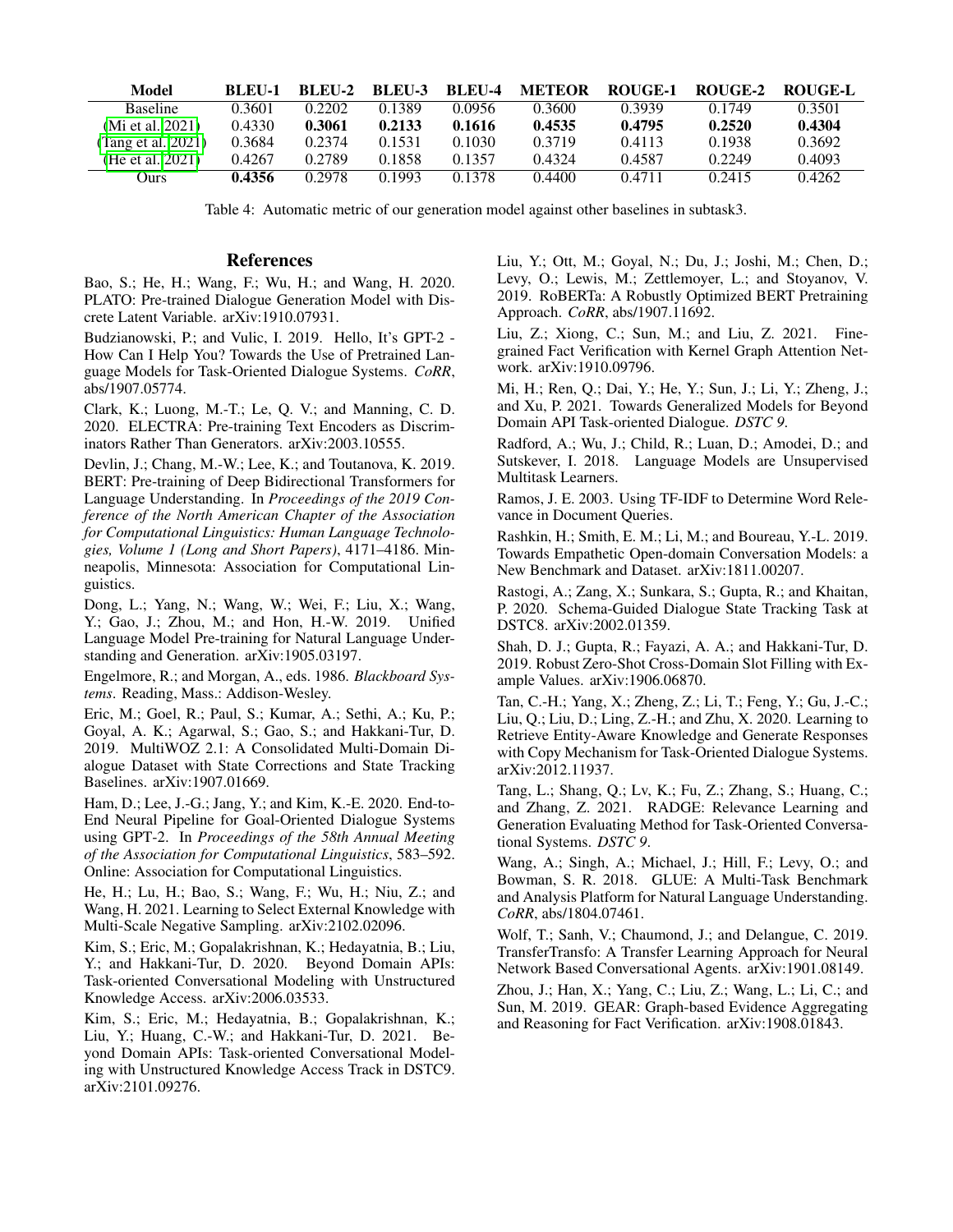| Model | BLEU-1 | BLEU-2 | BLEU-3 | BLEU-4 | METEOR | ROUGE-1 | ROUGE-2 | ROUGE-L |
|---|---|---|---|---|---|---|---|---|
| Baseline | 0.3601 | 0.2202 | 0.1389 | 0.0956 | 0.3600 | 0.3939 | 0.1749 | 0.3501 |
| (Mi et al. 2021) | 0.4330 | **0.3061** | **0.2133** | **0.1616** | **0.4535** | **0.4795** | **0.2520** | **0.4304** |
| (Tang et al. 2021) | 0.3684 | 0.2374 | 0.1531 | 0.1030 | 0.3719 | 0.4113 | 0.1938 | 0.3692 |
| (He et al. 2021) | 0.4267 | 0.2789 | 0.1858 | 0.1357 | 0.4324 | 0.4587 | 0.2249 | 0.4093 |
| Ours | **0.4356** | 0.2978 | 0.1993 | 0.1378 | 0.4400 | 0.4711 | 0.2415 | 0.4262 |

Table 4: Automatic metric of our generation model against other baselines in subtask3.

## References

Bao, S.; He, H.; Wang, F.; Wu, H.; and Wang, H. 2020. PLATO: Pre-trained Dialogue Generation Model with Discrete Latent Variable. arXiv:1910.07931.

Budzianowski, P.; and Vulic, I. 2019. Hello, It's GPT-2 - How Can I Help You? Towards the Use of Pretrained Language Models for Task-Oriented Dialogue Systems. *CoRR*, abs/1907.05774.

Clark, K.; Luong, M.-T.; Le, Q. V.; and Manning, C. D. 2020. ELECTRA: Pre-training Text Encoders as Discriminators Rather Than Generators. arXiv:2003.10555.

Devlin, J.; Chang, M.-W.; Lee, K.; and Toutanova, K. 2019. BERT: Pre-training of Deep Bidirectional Transformers for Language Understanding. In *Proceedings of the 2019 Conference of the North American Chapter of the Association for Computational Linguistics: Human Language Technologies, Volume 1 (Long and Short Papers)*, 4171–4186. Minneapolis, Minnesota: Association for Computational Linguistics.

Dong, L.; Yang, N.; Wang, W.; Wei, F.; Liu, X.; Wang, Y.; Gao, J.; Zhou, M.; and Hon, H.-W. 2019. Unified Language Model Pre-training for Natural Language Understanding and Generation. arXiv:1905.03197.

Engelmore, R.; and Morgan, A., eds. 1986. *Blackboard Systems*. Reading, Mass.: Addison-Wesley.

Eric, M.; Goel, R.; Paul, S.; Kumar, A.; Sethi, A.; Ku, P.; Goyal, A. K.; Agarwal, S.; Gao, S.; and Hakkani-Tur, D. 2019. MultiWOZ 2.1: A Consolidated Multi-Domain Dialogue Dataset with State Corrections and State Tracking Baselines. arXiv:1907.01669.

Ham, D.; Lee, J.-G.; Jang, Y.; and Kim, K.-E. 2020. End-to-End Neural Pipeline for Goal-Oriented Dialogue Systems using GPT-2. In *Proceedings of the 58th Annual Meeting of the Association for Computational Linguistics*, 583–592. Online: Association for Computational Linguistics.

He, H.; Lu, H.; Bao, S.; Wang, F.; Wu, H.; Niu, Z.; and Wang, H. 2021. Learning to Select External Knowledge with Multi-Scale Negative Sampling. arXiv:2102.02096.

Kim, S.; Eric, M.; Gopalakrishnan, K.; Hedayatnia, B.; Liu, Y.; and Hakkani-Tur, D. 2020. Beyond Domain APIs: Task-oriented Conversational Modeling with Unstructured Knowledge Access. arXiv:2006.03533.

Kim, S.; Eric, M.; Hedayatnia, B.; Gopalakrishnan, K.; Liu, Y.; Huang, C.-W.; and Hakkani-Tur, D. 2021. Beyond Domain APIs: Task-oriented Conversational Modeling with Unstructured Knowledge Access Track in DSTC9. arXiv:2101.09276.

Liu, Y.; Ott, M.; Goyal, N.; Du, J.; Joshi, M.; Chen, D.; Levy, O.; Lewis, M.; Zettlemoyer, L.; and Stoyanov, V. 2019. RoBERTa: A Robustly Optimized BERT Pretraining Approach. *CoRR*, abs/1907.11692.

Liu, Z.; Xiong, C.; Sun, M.; and Liu, Z. 2021. Fine-grained Fact Verification with Kernel Graph Attention Network. arXiv:1910.09796.

Mi, H.; Ren, Q.; Dai, Y.; He, Y.; Sun, J.; Li, Y.; Zheng, J.; and Xu, P. 2021. Towards Generalized Models for Beyond Domain API Task-oriented Dialogue. *DSTC 9*.

Radford, A.; Wu, J.; Child, R.; Luan, D.; Amodei, D.; and Sutskever, I. 2018. Language Models are Unsupervised Multitask Learners.

Ramos, J. E. 2003. Using TF-IDF to Determine Word Relevance in Document Queries.

Rashkin, H.; Smith, E. M.; Li, M.; and Boureau, Y.-L. 2019. Towards Empathetic Open-domain Conversation Models: a New Benchmark and Dataset. arXiv:1811.00207.

Rastogi, A.; Zang, X.; Sunkara, S.; Gupta, R.; and Khaitan, P. 2020. Schema-Guided Dialogue State Tracking Task at DSTC8. arXiv:2002.01359.

Shah, D. J.; Gupta, R.; Fayazi, A. A.; and Hakkani-Tur, D. 2019. Robust Zero-Shot Cross-Domain Slot Filling with Example Values. arXiv:1906.06870.

Tan, C.-H.; Yang, X.; Zheng, Z.; Li, T.; Feng, Y.; Gu, J.-C.; Liu, Q.; Liu, D.; Ling, Z.-H.; and Zhu, X. 2020. Learning to Retrieve Entity-Aware Knowledge and Generate Responses with Copy Mechanism for Task-Oriented Dialogue Systems. arXiv:2012.11937.

Tang, L.; Shang, Q.; Lv, K.; Fu, Z.; Zhang, S.; Huang, C.; and Zhang, Z. 2021. RADGE: Relevance Learning and Generation Evaluating Method for Task-Oriented Conversational Systems. *DSTC 9*.

Wang, A.; Singh, A.; Michael, J.; Hill, F.; Levy, O.; and Bowman, S. R. 2018. GLUE: A Multi-Task Benchmark and Analysis Platform for Natural Language Understanding. *CoRR*, abs/1804.07461.

Wolf, T.; Sanh, V.; Chaumond, J.; and Delangue, C. 2019. TransferTransfo: A Transfer Learning Approach for Neural Network Based Conversational Agents. arXiv:1901.08149.

Zhou, J.; Han, X.; Yang, C.; Liu, Z.; Wang, L.; Li, C.; and Sun, M. 2019. GEAR: Graph-based Evidence Aggregating and Reasoning for Fact Verification. arXiv:1908.01843.